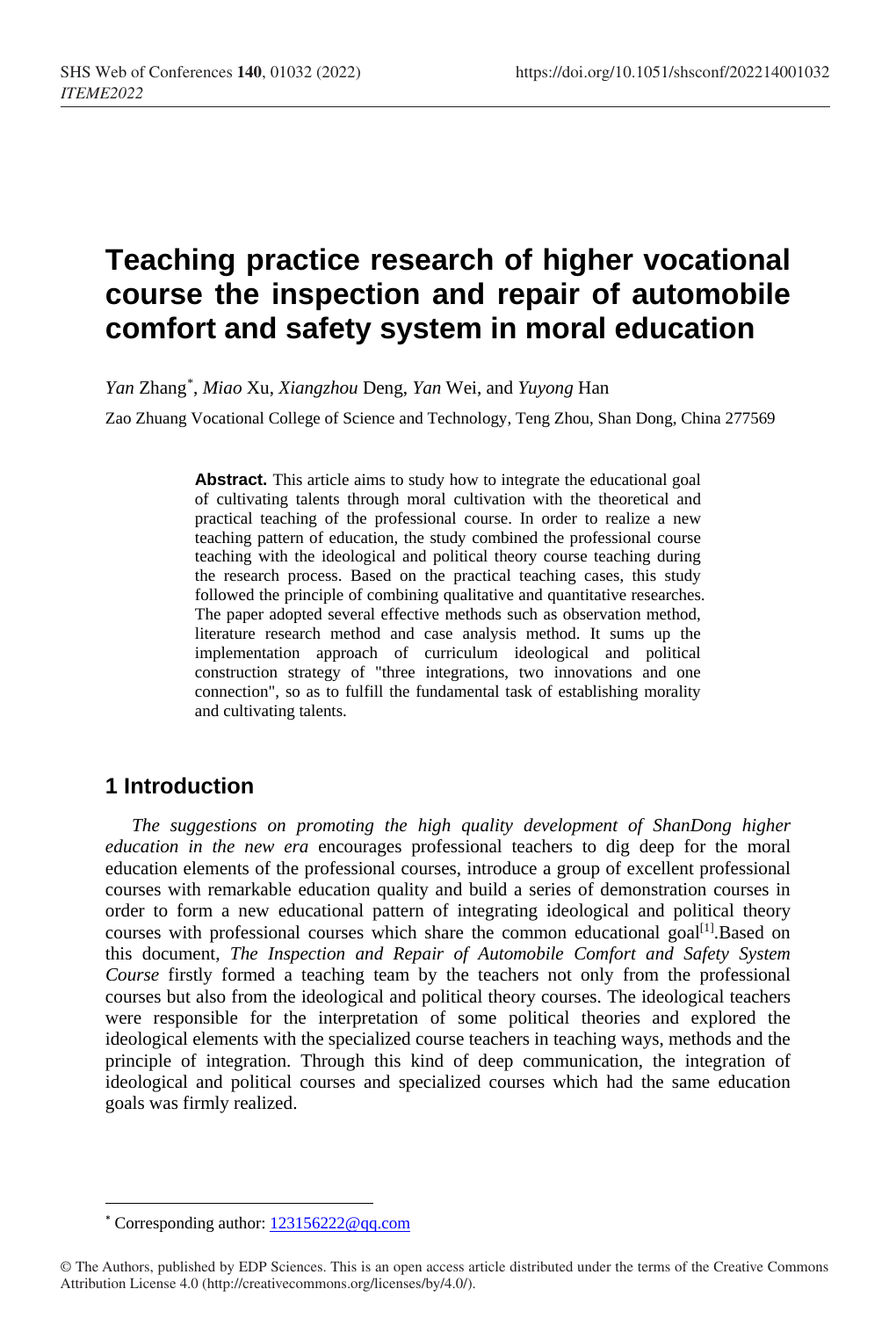# Teaching practice research of higher vocational course the inspection and repair of automobile comfort and safety system in moral education

*Yan* Zhang*, *Miao* Xu, *Xiangzhou* Deng, *Yan* Wei, and *Yuyong* Han

Zao Zhuang Vocational College of Science and Technology, Teng Zhou, Shan Dong, China 277569

**Abstract.** This article aims to study how to integrate the educational goal of cultivating talents through moral cultivation with the theoretical and practical teaching of the professional course. In order to realize a new teaching pattern of education, the study combined the professional course teaching with the ideological and political theory course teaching during the research process. Based on the practical teaching cases, this study followed the principle of combining qualitative and quantitative researches. The paper adopted several effective methods such as observation method, literature research method and case analysis method. It sums up the implementation approach of curriculum ideological and political construction strategy of "three integrations, two innovations and one connection", so as to fulfill the fundamental task of establishing morality and cultivating talents.

## 1 Introduction

*The suggestions on promoting the high quality development of ShanDong higher education in the new era* encourages professional teachers to dig deep for the moral education elements of the professional courses, introduce a group of excellent professional courses with remarkable education quality and build a series of demonstration courses in order to form a new educational pattern of integrating ideological and political theory courses with professional courses which share the common educational goal[1].Based on this document, *The Inspection and Repair of Automobile Comfort and Safety System Course* firstly formed a teaching team by the teachers not only from the professional courses but also from the ideological and political theory courses. The ideological teachers were responsible for the interpretation of some political theories and explored the ideological elements with the specialized course teachers in teaching ways, methods and the principle of integration. Through this kind of deep communication, the integration of ideological and political courses and specialized courses which had the same education goals was firmly realized.

* Corresponding author: 123156222@qq.com

© The Authors, published by EDP Sciences. This is an open access article distributed under the terms of the Creative Commons Attribution License 4.0 (http://creativecommons.org/licenses/by/4.0/).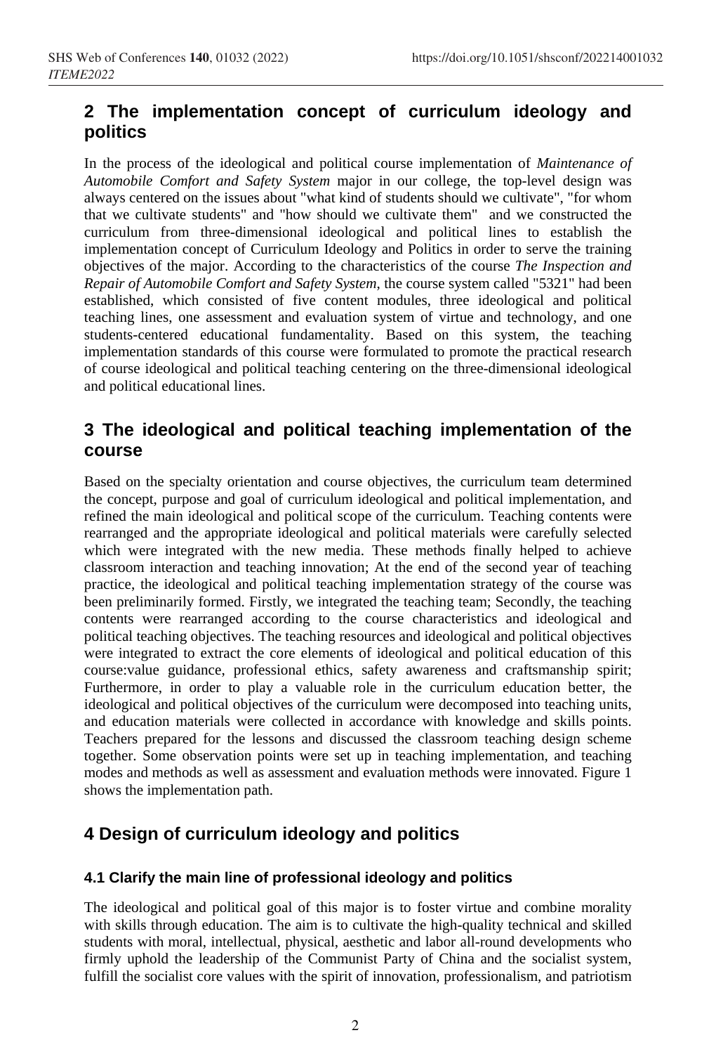## 2 The implementation concept of curriculum ideology and politics

In the process of the ideological and political course implementation of *Maintenance of Automobile Comfort and Safety System* major in our college, the top-level design was always centered on the issues about "what kind of students should we cultivate", "for whom that we cultivate students" and "how should we cultivate them" and we constructed the curriculum from three-dimensional ideological and political lines to establish the implementation concept of Curriculum Ideology and Politics in order to serve the training objectives of the major. According to the characteristics of the course *The Inspection and Repair of Automobile Comfort and Safety System*, the course system called "5321" had been established, which consisted of five content modules, three ideological and political teaching lines, one assessment and evaluation system of virtue and technology, and one students-centered educational fundamentality. Based on this system, the teaching implementation standards of this course were formulated to promote the practical research of course ideological and political teaching centering on the three-dimensional ideological and political educational lines.

## 3 The ideological and political teaching implementation of the course

Based on the specialty orientation and course objectives, the curriculum team determined the concept, purpose and goal of curriculum ideological and political implementation, and refined the main ideological and political scope of the curriculum. Teaching contents were rearranged and the appropriate ideological and political materials were carefully selected which were integrated with the new media. These methods finally helped to achieve classroom interaction and teaching innovation; At the end of the second year of teaching practice, the ideological and political teaching implementation strategy of the course was been preliminarily formed. Firstly, we integrated the teaching team; Secondly, the teaching contents were rearranged according to the course characteristics and ideological and political teaching objectives. The teaching resources and ideological and political objectives were integrated to extract the core elements of ideological and political education of this course:value guidance, professional ethics, safety awareness and craftsmanship spirit; Furthermore, in order to play a valuable role in the curriculum education better, the ideological and political objectives of the curriculum were decomposed into teaching units, and education materials were collected in accordance with knowledge and skills points. Teachers prepared for the lessons and discussed the classroom teaching design scheme together. Some observation points were set up in teaching implementation, and teaching modes and methods as well as assessment and evaluation methods were innovated. Figure 1 shows the implementation path.

## 4 Design of curriculum ideology and politics

### 4.1 Clarify the main line of professional ideology and politics

The ideological and political goal of this major is to foster virtue and combine morality with skills through education. The aim is to cultivate the high-quality technical and skilled students with moral, intellectual, physical, aesthetic and labor all-round developments who firmly uphold the leadership of the Communist Party of China and the socialist system, fulfill the socialist core values with the spirit of innovation, professionalism, and patriotism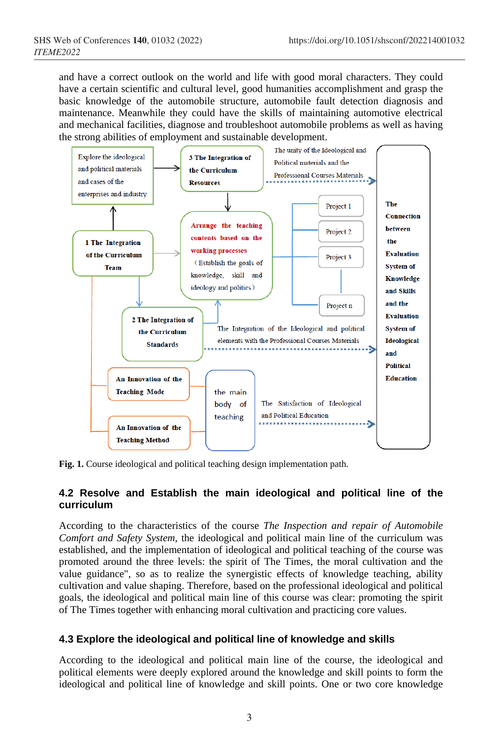and have a correct outlook on the world and life with good moral characters. They could have a certain scientific and cultural level, good humanities accomplishment and grasp the basic knowledge of the automobile structure, automobile fault detection diagnosis and maintenance. Meanwhile they could have the skills of maintaining automotive electrical and mechanical facilities, diagnose and troubleshoot automobile problems as well as having the strong abilities of employment and sustainable development.

**Fig. 1.** Course ideological and political teaching design implementation path.

## 4.2 Resolve and Establish the main ideological and political line of the curriculum

According to the characteristics of the course *The Inspection and repair of Automobile Comfort and Safety System*, the ideological and political main line of the curriculum was established, and the implementation of ideological and political teaching of the course was promoted around the three levels: the spirit of The Times, the moral cultivation and the value guidance", so as to realize the synergistic effects of knowledge teaching, ability cultivation and value shaping. Therefore, based on the professional ideological and political goals, the ideological and political main line of this course was clear: promoting the spirit of The Times together with enhancing moral cultivation and practicing core values.

## 4.3 Explore the ideological and political line of knowledge and skills

According to the ideological and political main line of the course, the ideological and political elements were deeply explored around the knowledge and skill points to form the ideological and political line of knowledge and skill points. One or two core knowledge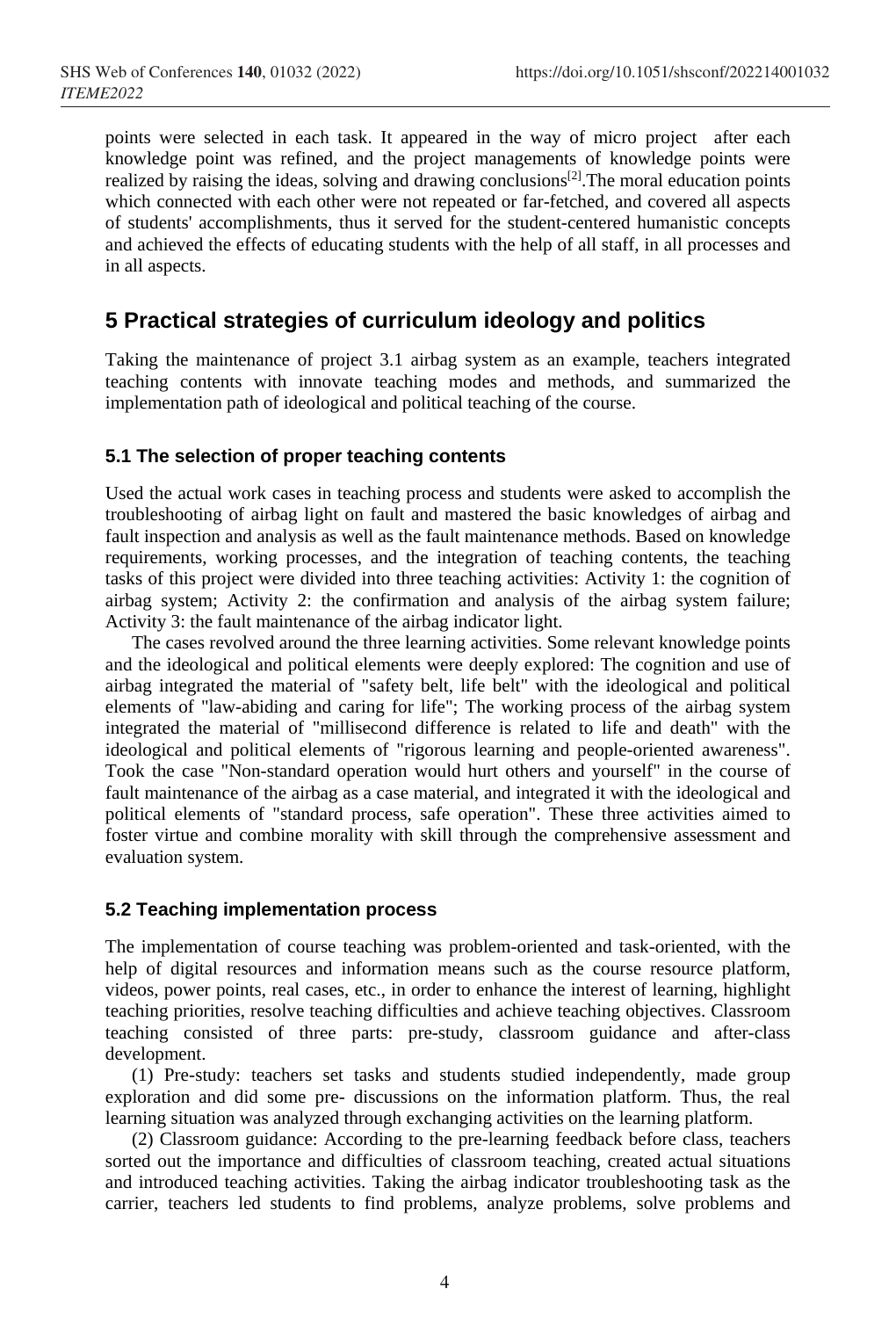points were selected in each task. It appeared in the way of micro project after each knowledge point was refined, and the project managements of knowledge points were realized by raising the ideas, solving and drawing conclusions[2].The moral education points which connected with each other were not repeated or far-fetched, and covered all aspects of students' accomplishments, thus it served for the student-centered humanistic concepts and achieved the effects of educating students with the help of all staff, in all processes and in all aspects.

## 5 Practical strategies of curriculum ideology and politics

Taking the maintenance of project 3.1 airbag system as an example, teachers integrated teaching contents with innovate teaching modes and methods, and summarized the implementation path of ideological and political teaching of the course.

### 5.1 The selection of proper teaching contents

Used the actual work cases in teaching process and students were asked to accomplish the troubleshooting of airbag light on fault and mastered the basic knowledges of airbag and fault inspection and analysis as well as the fault maintenance methods. Based on knowledge requirements, working processes, and the integration of teaching contents, the teaching tasks of this project were divided into three teaching activities: Activity 1: the cognition of airbag system; Activity 2: the confirmation and analysis of the airbag system failure; Activity 3: the fault maintenance of the airbag indicator light.

The cases revolved around the three learning activities. Some relevant knowledge points and the ideological and political elements were deeply explored: The cognition and use of airbag integrated the material of "safety belt, life belt" with the ideological and political elements of "law-abiding and caring for life"; The working process of the airbag system integrated the material of "millisecond difference is related to life and death" with the ideological and political elements of "rigorous learning and people-oriented awareness". Took the case "Non-standard operation would hurt others and yourself" in the course of fault maintenance of the airbag as a case material, and integrated it with the ideological and political elements of "standard process, safe operation". These three activities aimed to foster virtue and combine morality with skill through the comprehensive assessment and evaluation system.

### 5.2 Teaching implementation process

The implementation of course teaching was problem-oriented and task-oriented, with the help of digital resources and information means such as the course resource platform, videos, power points, real cases, etc., in order to enhance the interest of learning, highlight teaching priorities, resolve teaching difficulties and achieve teaching objectives. Classroom teaching consisted of three parts: pre-study, classroom guidance and after-class development.

(1) Pre-study: teachers set tasks and students studied independently, made group exploration and did some pre- discussions on the information platform. Thus, the real learning situation was analyzed through exchanging activities on the learning platform.

(2) Classroom guidance: According to the pre-learning feedback before class, teachers sorted out the importance and difficulties of classroom teaching, created actual situations and introduced teaching activities. Taking the airbag indicator troubleshooting task as the carrier, teachers led students to find problems, analyze problems, solve problems and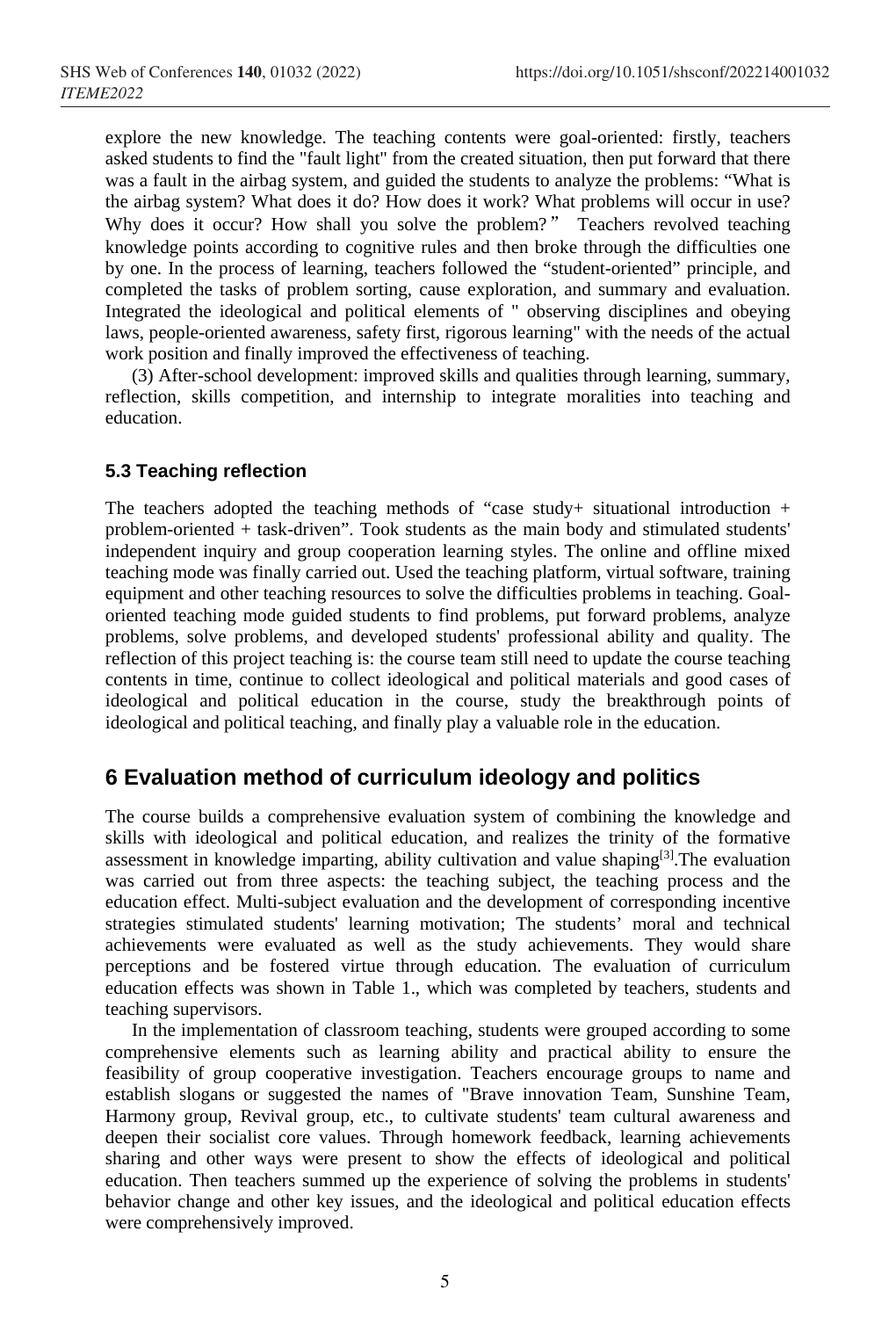explore the new knowledge. The teaching contents were goal-oriented: firstly, teachers asked students to find the "fault light" from the created situation, then put forward that there was a fault in the airbag system, and guided the students to analyze the problems: "What is the airbag system? What does it do? How does it work? What problems will occur in use? Why does it occur? How shall you solve the problem?" Teachers revolved teaching knowledge points according to cognitive rules and then broke through the difficulties one by one. In the process of learning, teachers followed the "student-oriented" principle, and completed the tasks of problem sorting, cause exploration, and summary and evaluation. Integrated the ideological and political elements of " observing disciplines and obeying laws, people-oriented awareness, safety first, rigorous learning" with the needs of the actual work position and finally improved the effectiveness of teaching.

(3) After-school development: improved skills and qualities through learning, summary, reflection, skills competition, and internship to integrate moralities into teaching and education.

### 5.3 Teaching reflection

The teachers adopted the teaching methods of "case study+ situational introduction + problem-oriented + task-driven". Took students as the main body and stimulated students' independent inquiry and group cooperation learning styles. The online and offline mixed teaching mode was finally carried out. Used the teaching platform, virtual software, training equipment and other teaching resources to solve the difficulties problems in teaching. Goal-oriented teaching mode guided students to find problems, put forward problems, analyze problems, solve problems, and developed students' professional ability and quality. The reflection of this project teaching is: the course team still need to update the course teaching contents in time, continue to collect ideological and political materials and good cases of ideological and political education in the course, study the breakthrough points of ideological and political teaching, and finally play a valuable role in the education.

## 6 Evaluation method of curriculum ideology and politics

The course builds a comprehensive evaluation system of combining the knowledge and skills with ideological and political education, and realizes the trinity of the formative assessment in knowledge imparting, ability cultivation and value shaping[3].The evaluation was carried out from three aspects: the teaching subject, the teaching process and the education effect. Multi-subject evaluation and the development of corresponding incentive strategies stimulated students' learning motivation; The students' moral and technical achievements were evaluated as well as the study achievements. They would share perceptions and be fostered virtue through education. The evaluation of curriculum education effects was shown in Table 1., which was completed by teachers, students and teaching supervisors.

In the implementation of classroom teaching, students were grouped according to some comprehensive elements such as learning ability and practical ability to ensure the feasibility of group cooperative investigation. Teachers encourage groups to name and establish slogans or suggested the names of "Brave innovation Team, Sunshine Team, Harmony group, Revival group, etc., to cultivate students' team cultural awareness and deepen their socialist core values. Through homework feedback, learning achievements sharing and other ways were present to show the effects of ideological and political education. Then teachers summed up the experience of solving the problems in students' behavior change and other key issues, and the ideological and political education effects were comprehensively improved.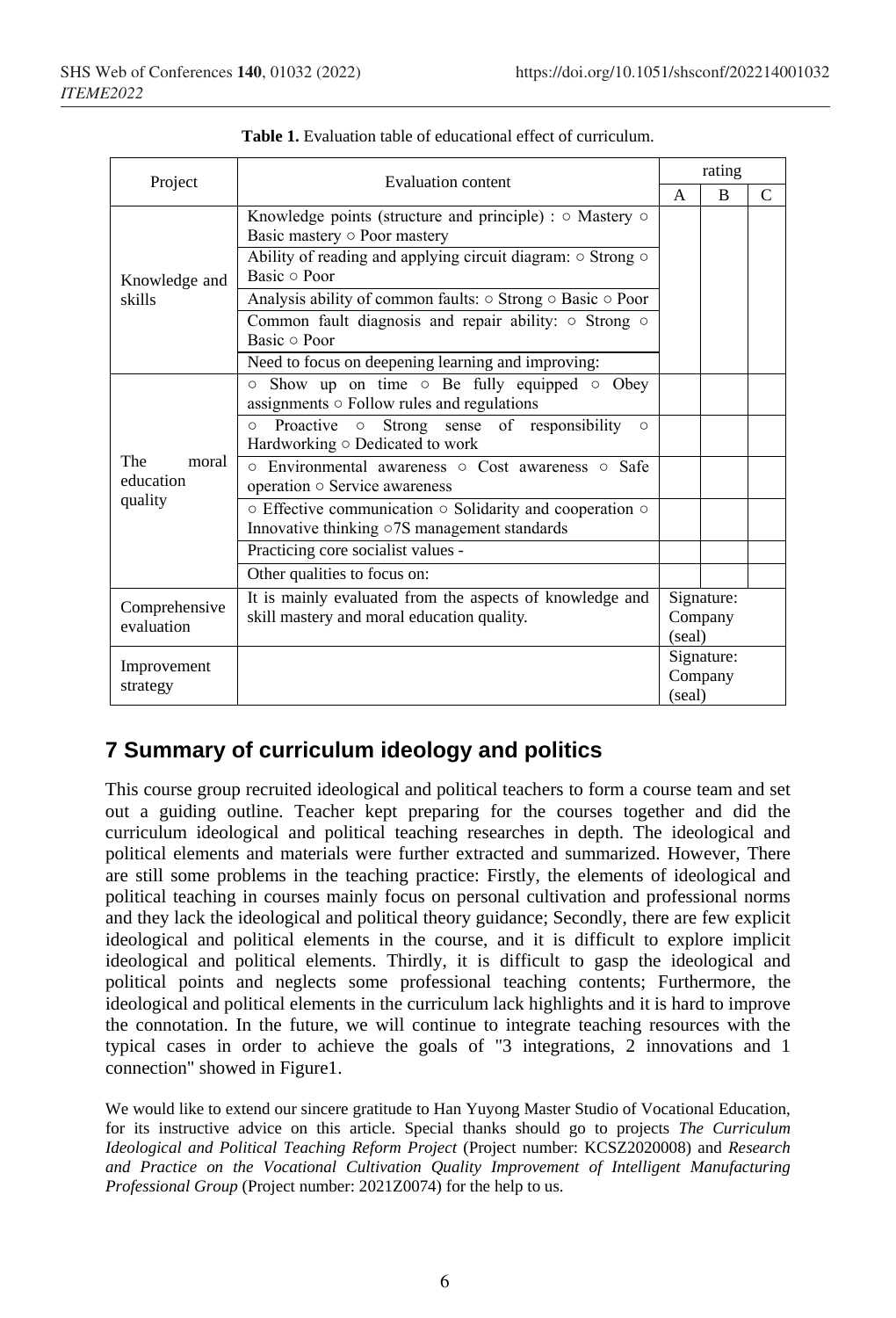**Table 1.** Evaluation table of educational effect of curriculum.

| Project | Evaluation content | rating | | |
|---|---|---|---|---|
| | | A | B | C |
| Knowledge and skills | Knowledge points (structure and principle) : ○ Mastery ○ Basic mastery ○ Poor mastery | | | |
| | Ability of reading and applying circuit diagram: ○ Strong ○ Basic ○ Poor | | | |
| | Analysis ability of common faults: ○ Strong ○ Basic ○ Poor | | | |
| | Common fault diagnosis and repair ability: ○ Strong ○ Basic ○ Poor | | | |
| | Need to focus on deepening learning and improving: | | | |
| The moral education quality | ○ Show up on time ○ Be fully equipped ○ Obey assignments ○ Follow rules and regulations | | | |
| | ○ Proactive ○ Strong sense of responsibility ○ Hardworking ○ Dedicated to work | | | |
| | ○ Environmental awareness ○ Cost awareness ○ Safe operation ○ Service awareness | | | |
| | ○ Effective communication ○ Solidarity and cooperation ○ Innovative thinking ○7S management standards | | | |
| | Practicing core socialist values - | | | |
| | Other qualities to focus on: | | | |
| Comprehensive evaluation | It is mainly evaluated from the aspects of knowledge and skill mastery and moral education quality. | Signature: Company (seal) | | |
| Improvement strategy | | Signature: Company (seal) | | |

## 7 Summary of curriculum ideology and politics

This course group recruited ideological and political teachers to form a course team and set out a guiding outline. Teacher kept preparing for the courses together and did the curriculum ideological and political teaching researches in depth. The ideological and political elements and materials were further extracted and summarized. However, There are still some problems in the teaching practice: Firstly, the elements of ideological and political teaching in courses mainly focus on personal cultivation and professional norms and they lack the ideological and political theory guidance; Secondly, there are few explicit ideological and political elements in the course, and it is difficult to explore implicit ideological and political elements. Thirdly, it is difficult to gasp the ideological and political points and neglects some professional teaching contents; Furthermore, the ideological and political elements in the curriculum lack highlights and it is hard to improve the connotation. In the future, we will continue to integrate teaching resources with the typical cases in order to achieve the goals of "3 integrations, 2 innovations and 1 connection" showed in Figure1.

We would like to extend our sincere gratitude to Han Yuyong Master Studio of Vocational Education, for its instructive advice on this article. Special thanks should go to projects *The Curriculum Ideological and Political Teaching Reform Project* (Project number: KCSZ2020008) and *Research and Practice on the Vocational Cultivation Quality Improvement of Intelligent Manufacturing Professional Group* (Project number: 2021Z0074) for the help to us.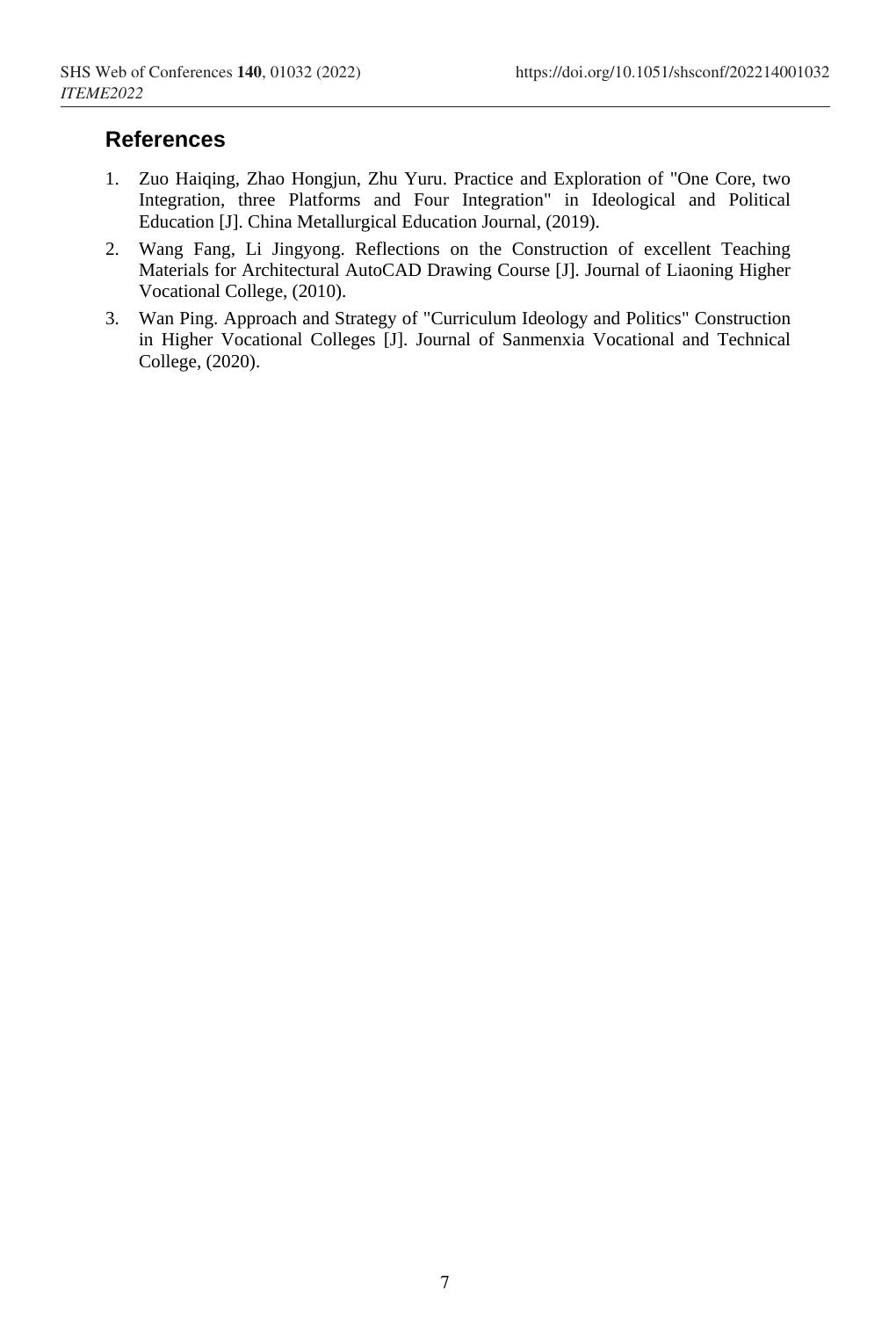## References

1. Zuo Haiqing, Zhao Hongjun, Zhu Yuru. Practice and Exploration of "One Core, two Integration, three Platforms and Four Integration" in Ideological and Political Education [J]. China Metallurgical Education Journal, (2019).
2. Wang Fang, Li Jingyong. Reflections on the Construction of excellent Teaching Materials for Architectural AutoCAD Drawing Course [J]. Journal of Liaoning Higher Vocational College, (2010).
3. Wan Ping. Approach and Strategy of "Curriculum Ideology and Politics" Construction in Higher Vocational Colleges [J]. Journal of Sanmenxia Vocational and Technical College, (2020).